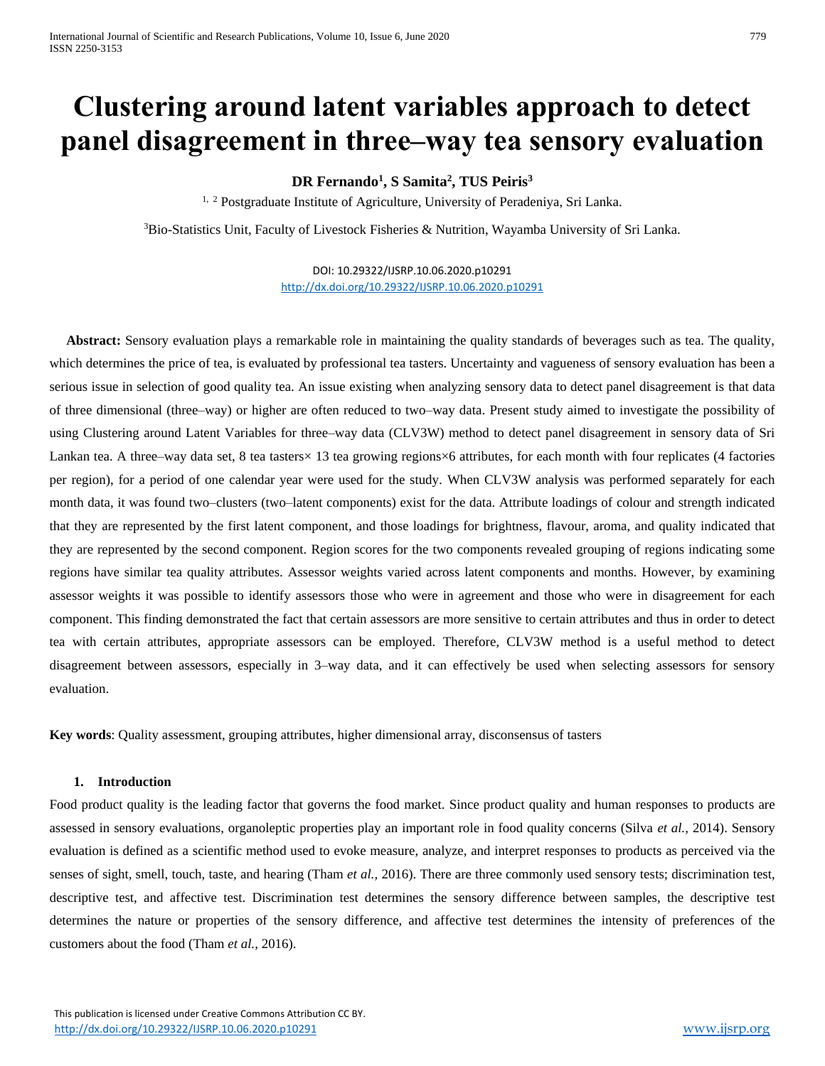# Clustering around latent variables approach to detect panel disagreement in three–way tea sensory evaluation

**DR Fernando[1], S Samita[2], TUS Peiris[3]**

[1, 2] Postgraduate Institute of Agriculture, University of Peradeniya, Sri Lanka.

[3]Bio-Statistics Unit, Faculty of Livestock Fisheries & Nutrition, Wayamba University of Sri Lanka.

DOI: 10.29322/IJSRP.10.06.2020.p10291
http://dx.doi.org/10.29322/IJSRP.10.06.2020.p10291

**Abstract:** Sensory evaluation plays a remarkable role in maintaining the quality standards of beverages such as tea. The quality, which determines the price of tea, is evaluated by professional tea tasters. Uncertainty and vagueness of sensory evaluation has been a serious issue in selection of good quality tea. An issue existing when analyzing sensory data to detect panel disagreement is that data of three dimensional (three–way) or higher are often reduced to two–way data. Present study aimed to investigate the possibility of using Clustering around Latent Variables for three–way data (CLV3W) method to detect panel disagreement in sensory data of Sri Lankan tea. A three–way data set, 8 tea tasters× 13 tea growing regions×6 attributes, for each month with four replicates (4 factories per region), for a period of one calendar year were used for the study. When CLV3W analysis was performed separately for each month data, it was found two–clusters (two–latent components) exist for the data. Attribute loadings of colour and strength indicated that they are represented by the first latent component, and those loadings for brightness, flavour, aroma, and quality indicated that they are represented by the second component. Region scores for the two components revealed grouping of regions indicating some regions have similar tea quality attributes. Assessor weights varied across latent components and months. However, by examining assessor weights it was possible to identify assessors those who were in agreement and those who were in disagreement for each component. This finding demonstrated the fact that certain assessors are more sensitive to certain attributes and thus in order to detect tea with certain attributes, appropriate assessors can be employed. Therefore, CLV3W method is a useful method to detect disagreement between assessors, especially in 3–way data, and it can effectively be used when selecting assessors for sensory evaluation.

**Key words**: Quality assessment, grouping attributes, higher dimensional array, disconsensus of tasters

## 1. Introduction

Food product quality is the leading factor that governs the food market. Since product quality and human responses to products are assessed in sensory evaluations, organoleptic properties play an important role in food quality concerns (Silva *et al.,* 2014). Sensory evaluation is defined as a scientific method used to evoke measure, analyze, and interpret responses to products as perceived via the senses of sight, smell, touch, taste, and hearing (Tham *et al.,* 2016). There are three commonly used sensory tests; discrimination test, descriptive test, and affective test. Discrimination test determines the sensory difference between samples, the descriptive test determines the nature or properties of the sensory difference, and affective test determines the intensity of preferences of the customers about the food (Tham *et al.,* 2016).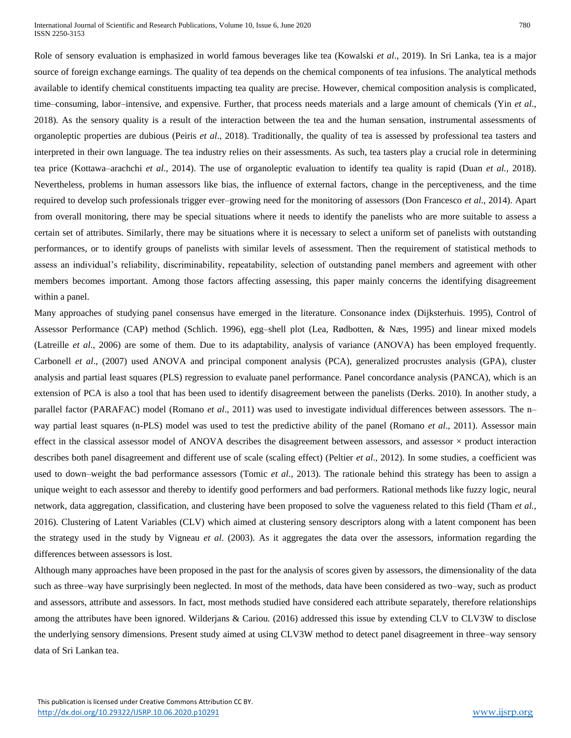Role of sensory evaluation is emphasized in world famous beverages like tea (Kowalski *et al*., 2019). In Sri Lanka, tea is a major source of foreign exchange earnings. The quality of tea depends on the chemical components of tea infusions. The analytical methods available to identify chemical constituents impacting tea quality are precise. However, chemical composition analysis is complicated, time–consuming, labor–intensive, and expensive. Further, that process needs materials and a large amount of chemicals (Yin *et al*., 2018). As the sensory quality is a result of the interaction between the tea and the human sensation, instrumental assessments of organoleptic properties are dubious (Peiris *et al*., 2018). Traditionally, the quality of tea is assessed by professional tea tasters and interpreted in their own language. The tea industry relies on their assessments. As such, tea tasters play a crucial role in determining tea price (Kottawa–arachchi *et al*., 2014). The use of organoleptic evaluation to identify tea quality is rapid (Duan *et al.,* 2018). Nevertheless, problems in human assessors like bias, the influence of external factors, change in the perceptiveness, and the time required to develop such professionals trigger ever–growing need for the monitoring of assessors (Don Francesco *et al*., 2014). Apart from overall monitoring, there may be special situations where it needs to identify the panelists who are more suitable to assess a certain set of attributes. Similarly, there may be situations where it is necessary to select a uniform set of panelists with outstanding performances, or to identify groups of panelists with similar levels of assessment. Then the requirement of statistical methods to assess an individual's reliability, discriminability, repeatability, selection of outstanding panel members and agreement with other members becomes important. Among those factors affecting assessing, this paper mainly concerns the identifying disagreement within a panel.

Many approaches of studying panel consensus have emerged in the literature. Consonance index (Dijksterhuis. 1995), Control of Assessor Performance (CAP) method (Schlich. 1996), egg–shell plot (Lea, Rødbotten, & Næs, 1995) and linear mixed models (Latreille *et al*., 2006) are some of them. Due to its adaptability, analysis of variance (ANOVA) has been employed frequently. Carbonell *et al*., (2007) used ANOVA and principal component analysis (PCA), generalized procrustes analysis (GPA), cluster analysis and partial least squares (PLS) regression to evaluate panel performance. Panel concordance analysis (PANCA), which is an extension of PCA is also a tool that has been used to identify disagreement between the panelists (Derks. 2010). In another study, a parallel factor (PARAFAC) model (Romano *et al*., 2011) was used to investigate individual differences between assessors. The n–way partial least squares (n-PLS) model was used to test the predictive ability of the panel (Romano *et al*., 2011). Assessor main effect in the classical assessor model of ANOVA describes the disagreement between assessors, and assessor × product interaction describes both panel disagreement and different use of scale (scaling effect) (Peltier *et al*., 2012). In some studies, a coefficient was used to down–weight the bad performance assessors (Tomic *et al*., 2013). The rationale behind this strategy has been to assign a unique weight to each assessor and thereby to identify good performers and bad performers. Rational methods like fuzzy logic, neural network, data aggregation, classification, and clustering have been proposed to solve the vagueness related to this field (Tham *et al.,* 2016). Clustering of Latent Variables (CLV) which aimed at clustering sensory descriptors along with a latent component has been the strategy used in the study by Vigneau *et al*. (2003). As it aggregates the data over the assessors, information regarding the differences between assessors is lost.

Although many approaches have been proposed in the past for the analysis of scores given by assessors, the dimensionality of the data such as three–way have surprisingly been neglected. In most of the methods, data have been considered as two–way, such as product and assessors, attribute and assessors. In fact, most methods studied have considered each attribute separately, therefore relationships among the attributes have been ignored. Wilderjans & Cariou. (2016) addressed this issue by extending CLV to CLV3W to disclose the underlying sensory dimensions. Present study aimed at using CLV3W method to detect panel disagreement in three–way sensory data of Sri Lankan tea.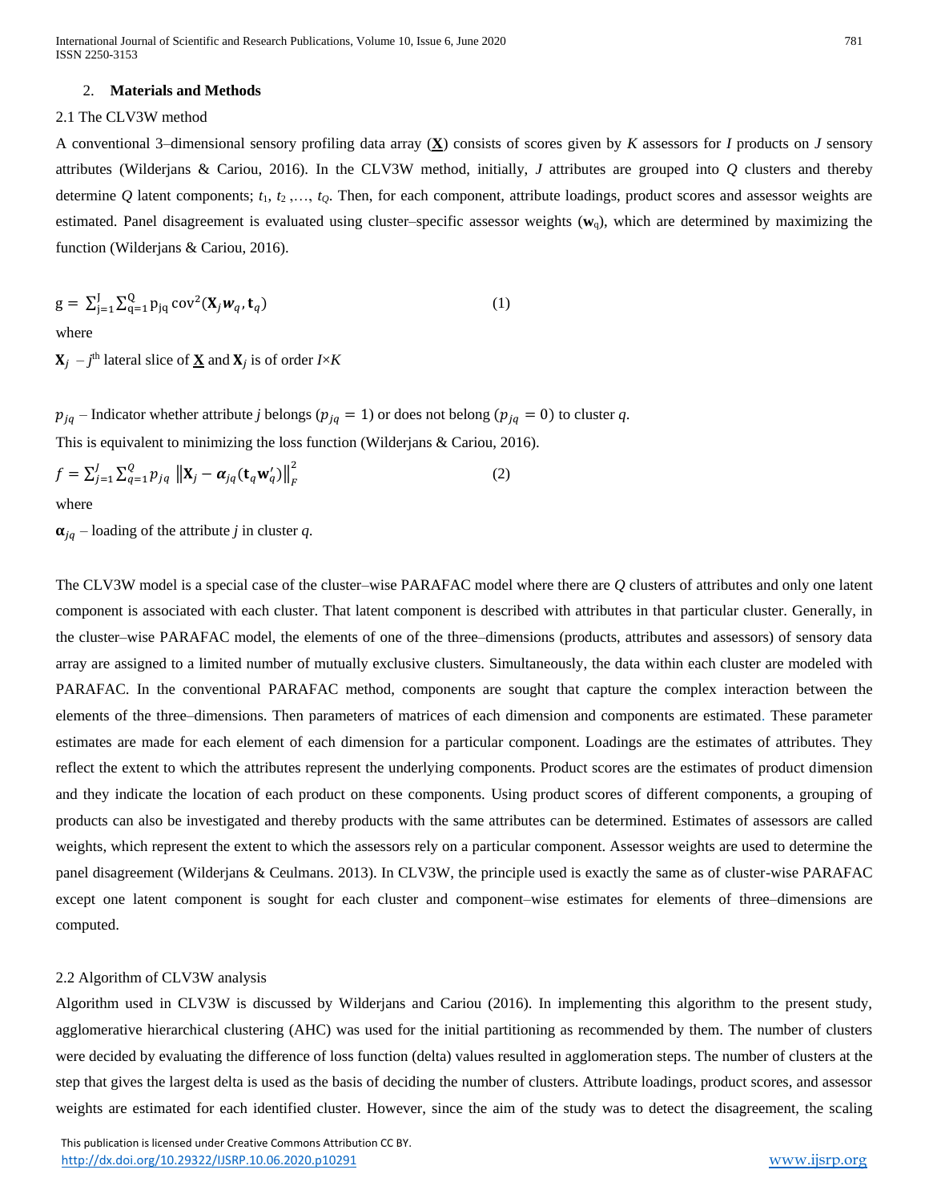## 2. **Materials and Methods**

### 2.1 The CLV3W method

A conventional 3–dimensional sensory profiling data array ($\underline{\mathbf{X}}$) consists of scores given by *K* assessors for *I* products on *J* sensory attributes (Wilderjans & Cariou, 2016). In the CLV3W method, initially, *J* attributes are grouped into *Q* clusters and thereby determine *Q* latent components; $t_1, t_2, \ldots, t_Q$. Then, for each component, attribute loadings, product scores and assessor weights are estimated. Panel disagreement is evaluated using cluster–specific assessor weights ($\mathbf{w}_q$), which are determined by maximizing the function (Wilderjans & Cariou, 2016).

$$g = \sum_{j=1}^{J}\sum_{q=1}^{Q} p_{jq} \operatorname{cov}^2(\mathbf{X}_j \boldsymbol{w}_q, \mathbf{t}_q) \qquad (1)$$

where

$\mathbf{X}_j$ – $j^{th}$ lateral slice of $\underline{\mathbf{X}}$ and $\mathbf{X}_j$ is of order $I \times K$

$p_{jq}$ – Indicator whether attribute *j* belongs ($p_{jq} = 1$) or does not belong ($p_{jq} = 0$) to cluster *q*.

This is equivalent to minimizing the loss function (Wilderjans & Cariou, 2016).

$$f = \sum_{j=1}^{J}\sum_{q=1}^{Q} p_{jq} \left\|\mathbf{X}_j - \boldsymbol{\alpha}_{jq}(\mathbf{t}_q \mathbf{w}_q')\right\|_F^2 \qquad (2)$$

where

$\boldsymbol{\alpha}_{jq}$ – loading of the attribute *j* in cluster *q*.

The CLV3W model is a special case of the cluster–wise PARAFAC model where there are *Q* clusters of attributes and only one latent component is associated with each cluster. That latent component is described with attributes in that particular cluster. Generally, in the cluster–wise PARAFAC model, the elements of one of the three–dimensions (products, attributes and assessors) of sensory data array are assigned to a limited number of mutually exclusive clusters. Simultaneously, the data within each cluster are modeled with PARAFAC. In the conventional PARAFAC method, components are sought that capture the complex interaction between the elements of the three–dimensions. Then parameters of matrices of each dimension and components are estimated. These parameter estimates are made for each element of each dimension for a particular component. Loadings are the estimates of attributes. They reflect the extent to which the attributes represent the underlying components. Product scores are the estimates of product dimension and they indicate the location of each product on these components. Using product scores of different components, a grouping of products can also be investigated and thereby products with the same attributes can be determined. Estimates of assessors are called weights, which represent the extent to which the assessors rely on a particular component. Assessor weights are used to determine the panel disagreement (Wilderjans & Ceulmans. 2013). In CLV3W, the principle used is exactly the same as of cluster-wise PARAFAC except one latent component is sought for each cluster and component–wise estimates for elements of three–dimensions are computed.

### 2.2 Algorithm of CLV3W analysis

Algorithm used in CLV3W is discussed by Wilderjans and Cariou (2016). In implementing this algorithm to the present study, agglomerative hierarchical clustering (AHC) was used for the initial partitioning as recommended by them. The number of clusters were decided by evaluating the difference of loss function (delta) values resulted in agglomeration steps. The number of clusters at the step that gives the largest delta is used as the basis of deciding the number of clusters. Attribute loadings, product scores, and assessor weights are estimated for each identified cluster. However, since the aim of the study was to detect the disagreement, the scaling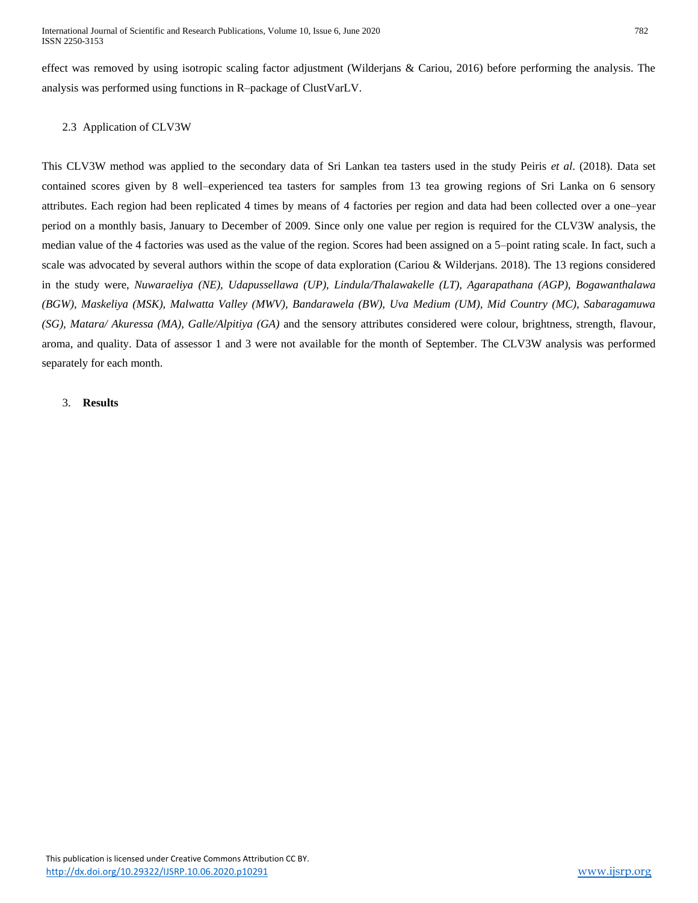effect was removed by using isotropic scaling factor adjustment (Wilderjans & Cariou, 2016) before performing the analysis. The analysis was performed using functions in R–package of ClustVarLV.

### 2.3 Application of CLV3W

This CLV3W method was applied to the secondary data of Sri Lankan tea tasters used in the study Peiris *et al*. (2018). Data set contained scores given by 8 well–experienced tea tasters for samples from 13 tea growing regions of Sri Lanka on 6 sensory attributes. Each region had been replicated 4 times by means of 4 factories per region and data had been collected over a one–year period on a monthly basis, January to December of 2009. Since only one value per region is required for the CLV3W analysis, the median value of the 4 factories was used as the value of the region. Scores had been assigned on a 5–point rating scale. In fact, such a scale was advocated by several authors within the scope of data exploration (Cariou & Wilderjans. 2018). The 13 regions considered in the study were, *Nuwaraeliya (NE), Udapussellawa (UP), Lindula/Thalawakelle (LT), Agarapathana (AGP), Bogawanthalawa (BGW), Maskeliya (MSK), Malwatta Valley (MWV), Bandarawela (BW), Uva Medium (UM), Mid Country (MC), Sabaragamuwa (SG), Matara/ Akuressa (MA), Galle/Alpitiya (GA)* and the sensory attributes considered were colour, brightness, strength, flavour, aroma, and quality. Data of assessor 1 and 3 were not available for the month of September. The CLV3W analysis was performed separately for each month.

## 3. **Results**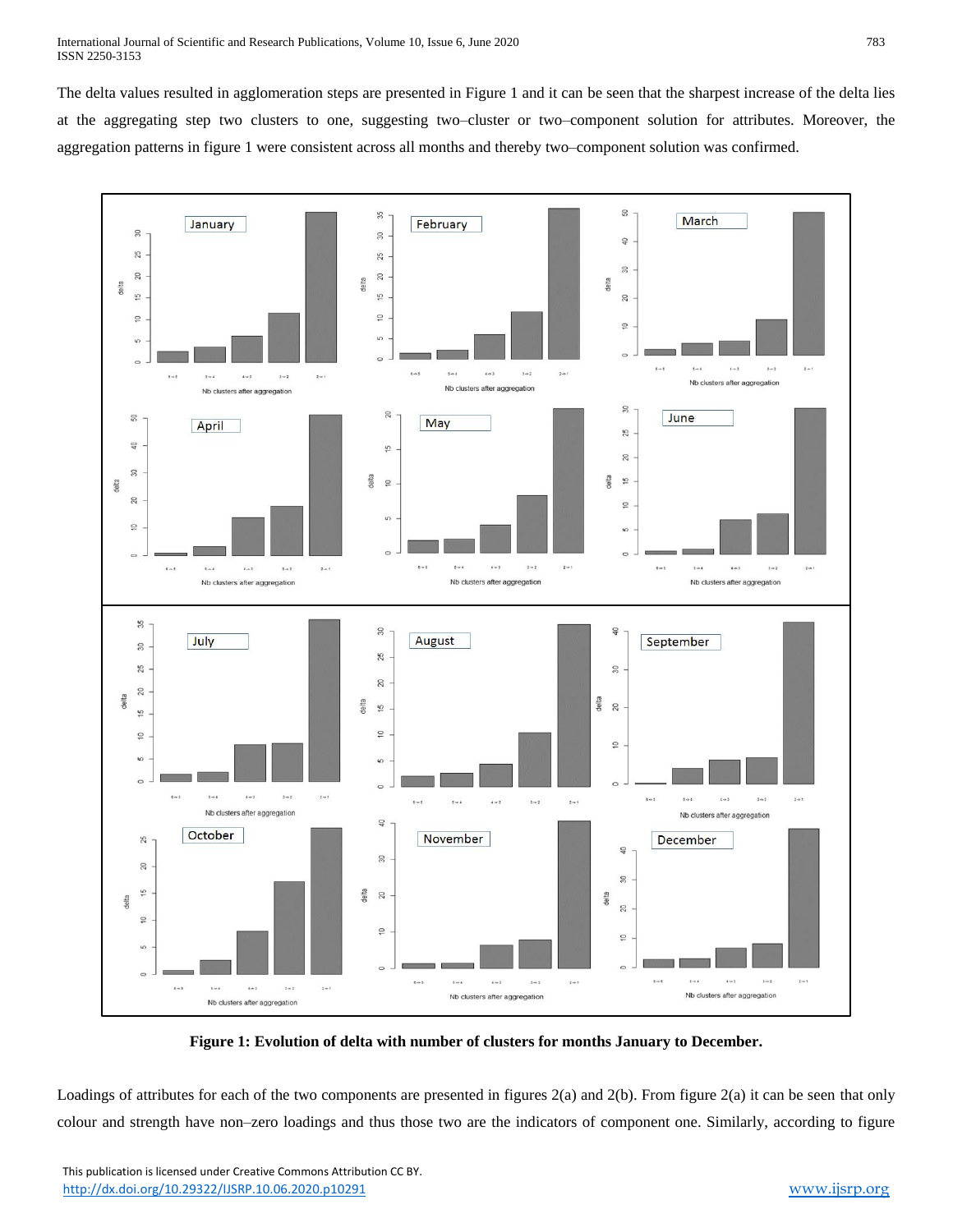The delta values resulted in agglomeration steps are presented in Figure 1 and it can be seen that the sharpest increase of the delta lies at the aggregating step two clusters to one, suggesting two–cluster or two–component solution for attributes. Moreover, the aggregation patterns in figure 1 were consistent across all months and thereby two–component solution was confirmed.

**Figure 1: Evolution of delta with number of clusters for months January to December.**

Loadings of attributes for each of the two components are presented in figures 2(a) and 2(b). From figure 2(a) it can be seen that only colour and strength have non–zero loadings and thus those two are the indicators of component one. Similarly, according to figure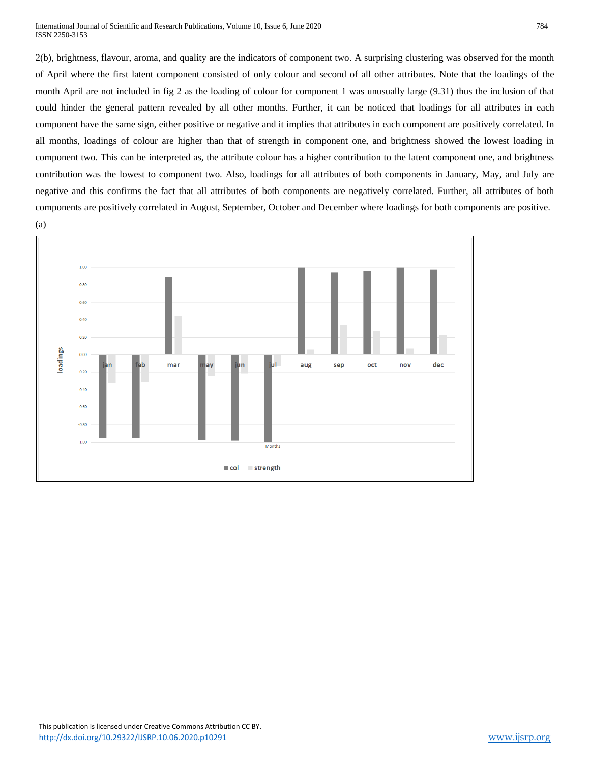2(b), brightness, flavour, aroma, and quality are the indicators of component two. A surprising clustering was observed for the month of April where the first latent component consisted of only colour and second of all other attributes. Note that the loadings of the month April are not included in fig 2 as the loading of colour for component 1 was unusually large (9.31) thus the inclusion of that could hinder the general pattern revealed by all other months. Further, it can be noticed that loadings for all attributes in each component have the same sign, either positive or negative and it implies that attributes in each component are positively correlated. In all months, loadings of colour are higher than that of strength in component one, and brightness showed the lowest loading in component two. This can be interpreted as, the attribute colour has a higher contribution to the latent component one, and brightness contribution was the lowest to component two. Also, loadings for all attributes of both components in January, May, and July are negative and this confirms the fact that all attributes of both components are negatively correlated. Further, all attributes of both components are positively correlated in August, September, October and December where loadings for both components are positive.

(a)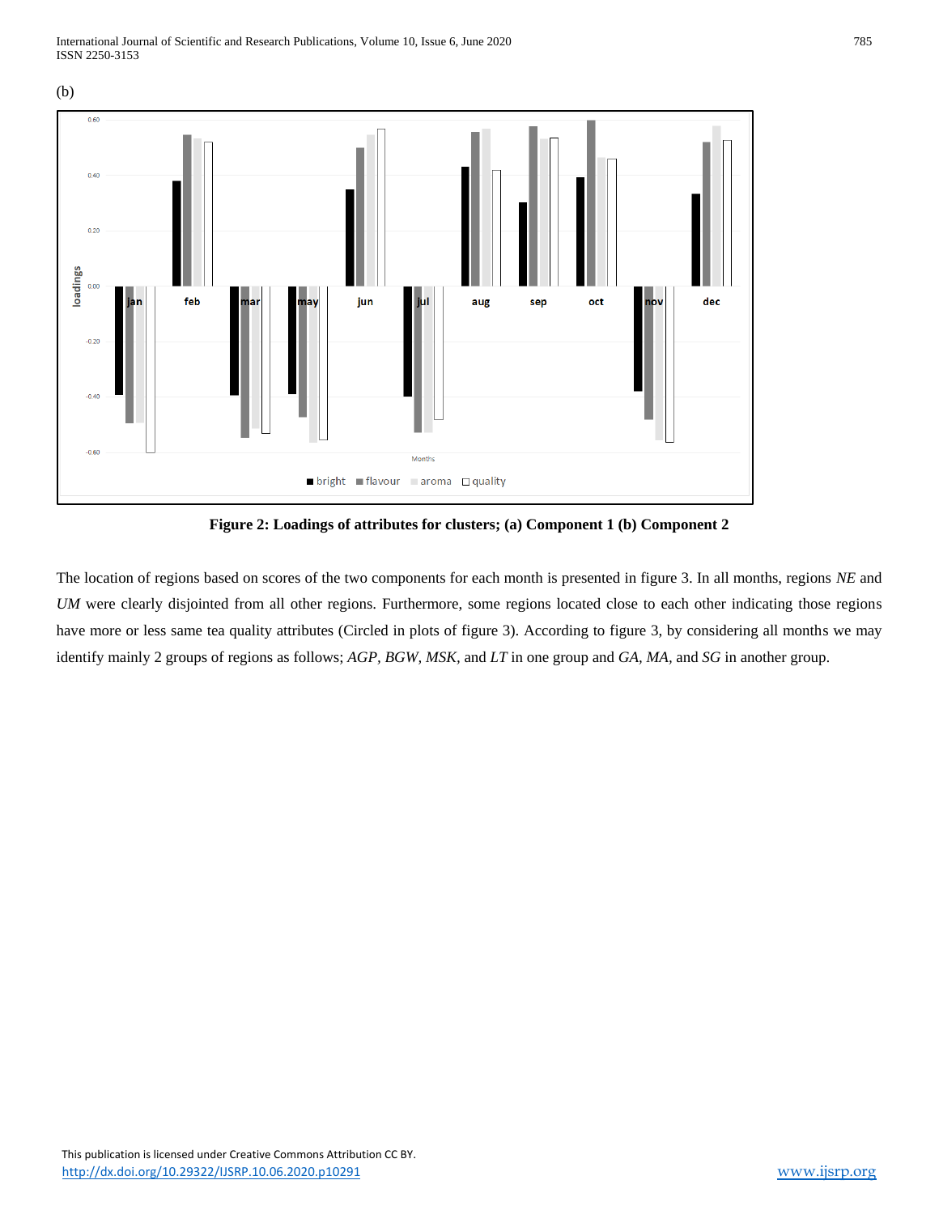(b)

Figure 2: Loadings of attributes for clusters; (a) Component 1 (b) Component 2

The location of regions based on scores of the two components for each month is presented in figure 3. In all months, regions *NE* and *UM* were clearly disjointed from all other regions. Furthermore, some regions located close to each other indicating those regions have more or less same tea quality attributes (Circled in plots of figure 3). According to figure 3, by considering all months we may identify mainly 2 groups of regions as follows; *AGP, BGW, MSK,* and *LT* in one group and *GA, MA,* and *SG* in another group.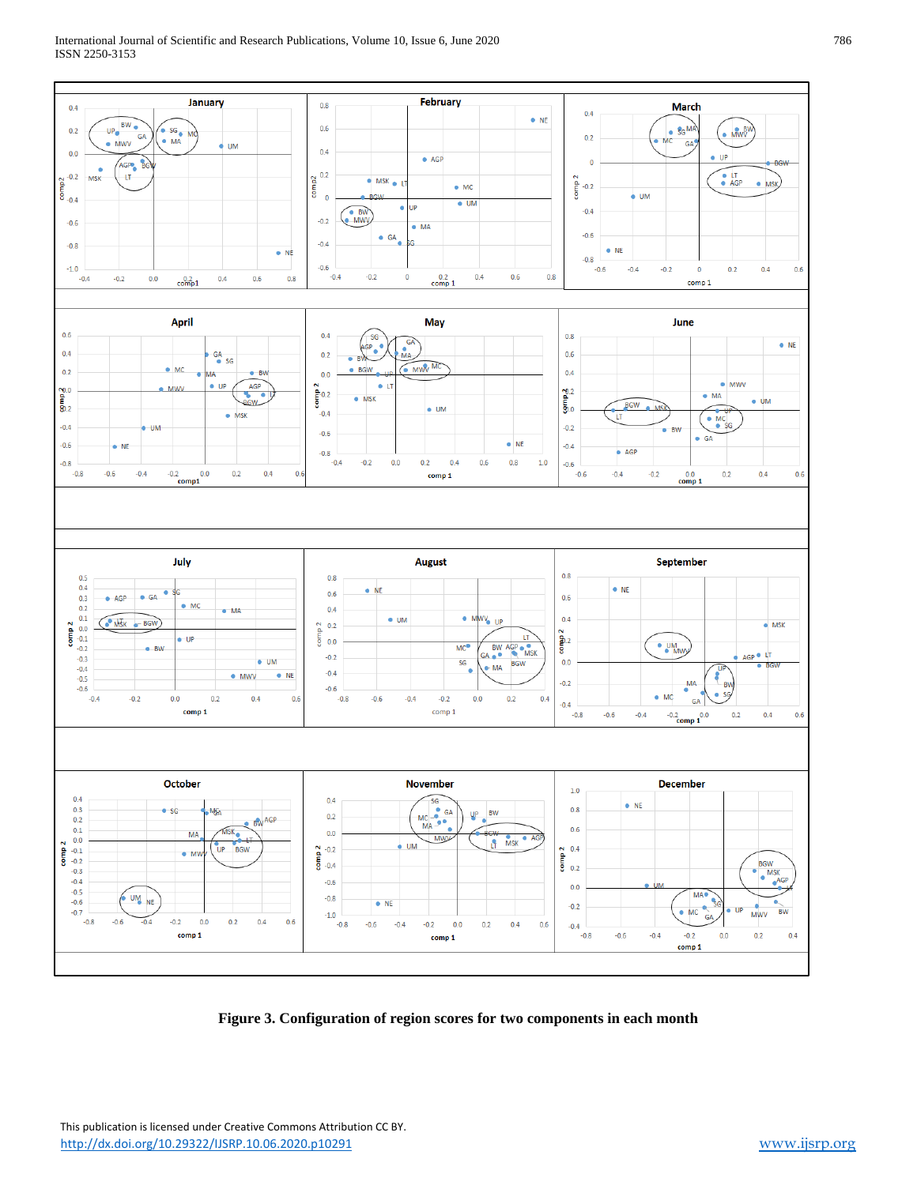Figure 3. Configuration of region scores for two components in each month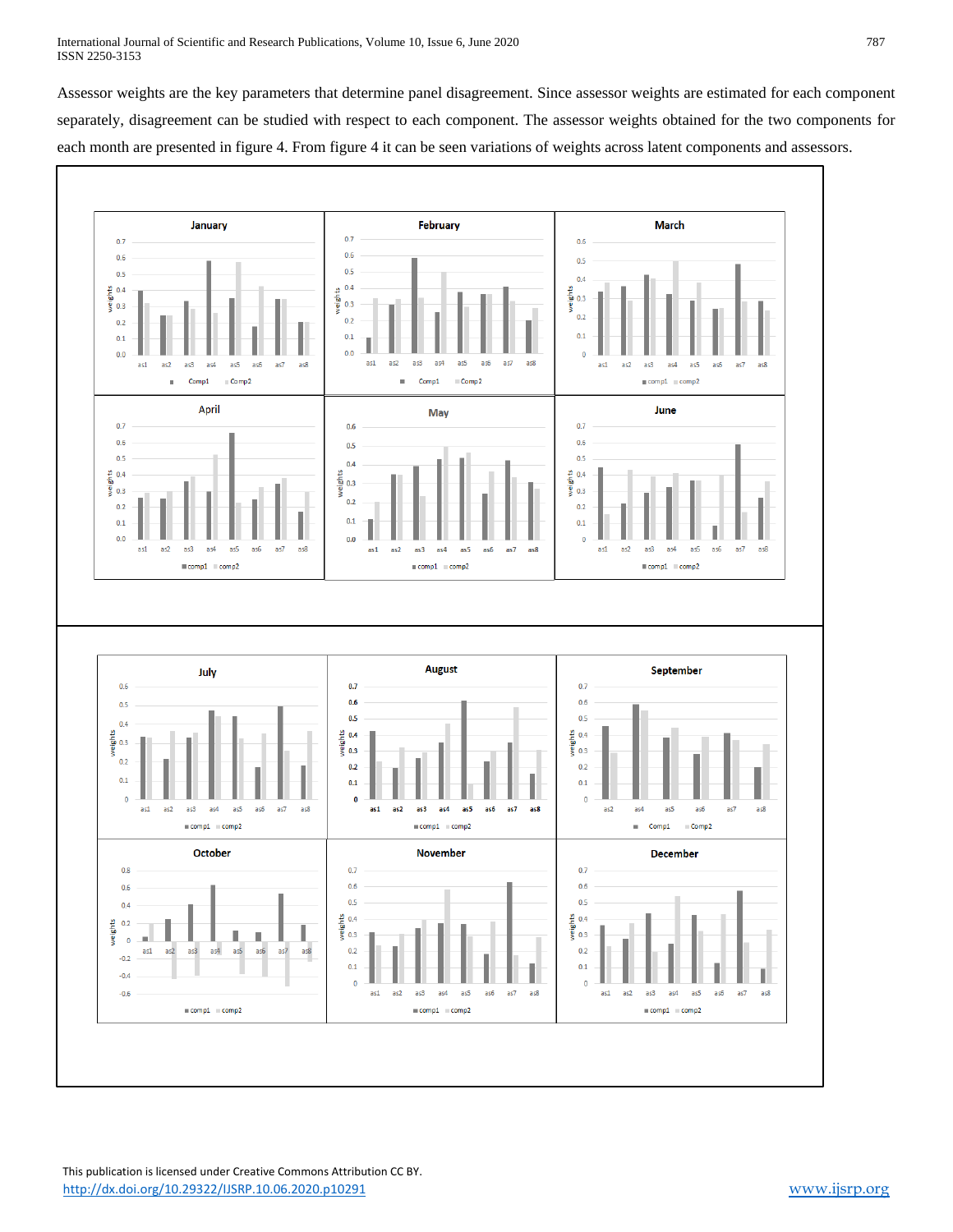Assessor weights are the key parameters that determine panel disagreement. Since assessor weights are estimated for each component separately, disagreement can be studied with respect to each component. The assessor weights obtained for the two components for each month are presented in figure 4. From figure 4 it can be seen variations of weights across latent components and assessors.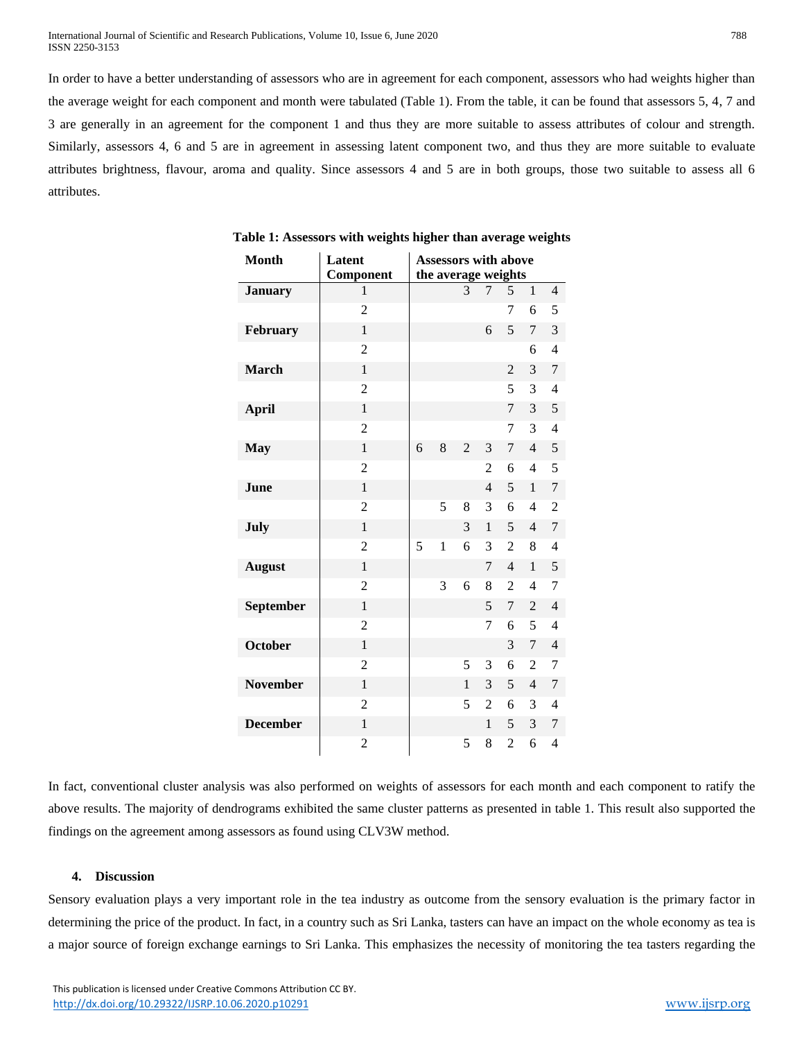In order to have a better understanding of assessors who are in agreement for each component, assessors who had weights higher than the average weight for each component and month were tabulated (Table 1). From the table, it can be found that assessors 5, 4, 7 and 3 are generally in an agreement for the component 1 and thus they are more suitable to assess attributes of colour and strength. Similarly, assessors 4, 6 and 5 are in agreement in assessing latent component two, and thus they are more suitable to evaluate attributes brightness, flavour, aroma and quality. Since assessors 4 and 5 are in both groups, those two suitable to assess all 6 attributes.

**Table 1: Assessors with weights higher than average weights**

| Month | Latent Component | Assessors with above the average weights | | | | | | |
|---|---|---|---|---|---|---|---|---|
| **January** | 1 | | | 3 | 7 | 5 | 1 | 4 |
| | 2 | | | | | 7 | 6 | 5 |
| **February** | 1 | | | | 6 | 5 | 7 | 3 |
| | 2 | | | | | | 6 | 4 |
| **March** | 1 | | | | | 2 | 3 | 7 |
| | 2 | | | | | 5 | 3 | 4 |
| **April** | 1 | | | | | 7 | 3 | 5 |
| | 2 | | | | | 7 | 3 | 4 |
| **May** | 1 | 6 | 8 | 2 | 3 | 7 | 4 | 5 |
| | 2 | | | | 2 | 6 | 4 | 5 |
| **June** | 1 | | | | 4 | 5 | 1 | 7 |
| | 2 | | 5 | 8 | 3 | 6 | 4 | 2 |
| **July** | 1 | | | 3 | 1 | 5 | 4 | 7 |
| | 2 | 5 | 1 | 6 | 3 | 2 | 8 | 4 |
| **August** | 1 | | | | 7 | 4 | 1 | 5 |
| | 2 | | 3 | 6 | 8 | 2 | 4 | 7 |
| **September** | 1 | | | | 5 | 7 | 2 | 4 |
| | 2 | | | | 7 | 6 | 5 | 4 |
| **October** | 1 | | | | | 3 | 7 | 4 |
| | 2 | | | 5 | 3 | 6 | 2 | 7 |
| **November** | 1 | | | 1 | 3 | 5 | 4 | 7 |
| | 2 | | | 5 | 2 | 6 | 3 | 4 |
| **December** | 1 | | | | 1 | 5 | 3 | 7 |
| | 2 | | | 5 | 8 | 2 | 6 | 4 |

In fact, conventional cluster analysis was also performed on weights of assessors for each month and each component to ratify the above results. The majority of dendrograms exhibited the same cluster patterns as presented in table 1. This result also supported the findings on the agreement among assessors as found using CLV3W method.

## 4. Discussion

Sensory evaluation plays a very important role in the tea industry as outcome from the sensory evaluation is the primary factor in determining the price of the product. In fact, in a country such as Sri Lanka, tasters can have an impact on the whole economy as tea is a major source of foreign exchange earnings to Sri Lanka. This emphasizes the necessity of monitoring the tea tasters regarding the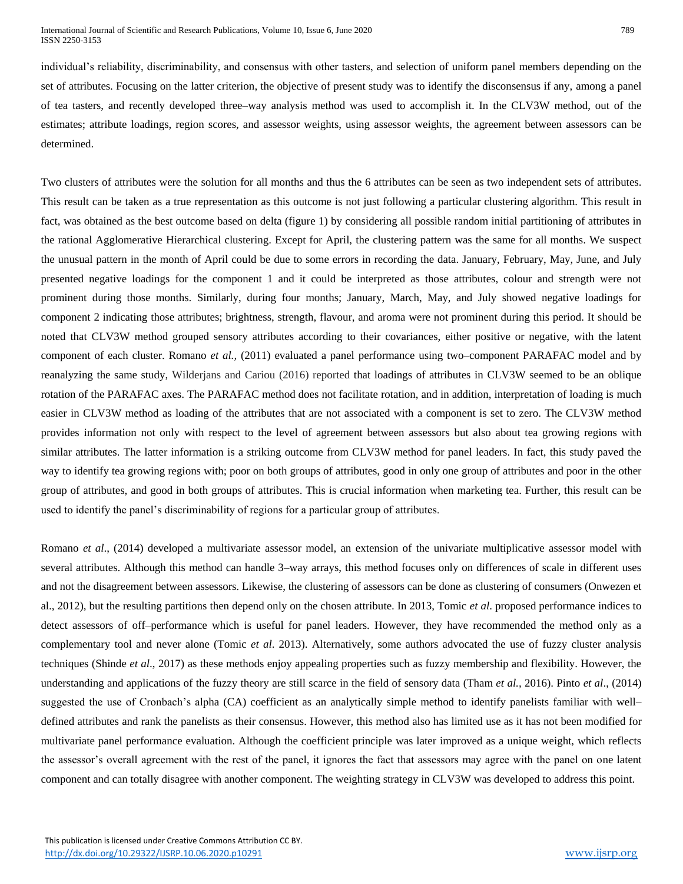individual's reliability, discriminability, and consensus with other tasters, and selection of uniform panel members depending on the set of attributes. Focusing on the latter criterion, the objective of present study was to identify the disconsensus if any, among a panel of tea tasters, and recently developed three–way analysis method was used to accomplish it. In the CLV3W method, out of the estimates; attribute loadings, region scores, and assessor weights, using assessor weights, the agreement between assessors can be determined.

Two clusters of attributes were the solution for all months and thus the 6 attributes can be seen as two independent sets of attributes. This result can be taken as a true representation as this outcome is not just following a particular clustering algorithm. This result in fact, was obtained as the best outcome based on delta (figure 1) by considering all possible random initial partitioning of attributes in the rational Agglomerative Hierarchical clustering. Except for April, the clustering pattern was the same for all months. We suspect the unusual pattern in the month of April could be due to some errors in recording the data. January, February, May, June, and July presented negative loadings for the component 1 and it could be interpreted as those attributes, colour and strength were not prominent during those months. Similarly, during four months; January, March, May, and July showed negative loadings for component 2 indicating those attributes; brightness, strength, flavour, and aroma were not prominent during this period. It should be noted that CLV3W method grouped sensory attributes according to their covariances, either positive or negative, with the latent component of each cluster. Romano *et al.,* (2011) evaluated a panel performance using two–component PARAFAC model and by reanalyzing the same study, Wilderjans and Cariou (2016) reported that loadings of attributes in CLV3W seemed to be an oblique rotation of the PARAFAC axes. The PARAFAC method does not facilitate rotation, and in addition, interpretation of loading is much easier in CLV3W method as loading of the attributes that are not associated with a component is set to zero. The CLV3W method provides information not only with respect to the level of agreement between assessors but also about tea growing regions with similar attributes. The latter information is a striking outcome from CLV3W method for panel leaders. In fact, this study paved the way to identify tea growing regions with; poor on both groups of attributes, good in only one group of attributes and poor in the other group of attributes, and good in both groups of attributes. This is crucial information when marketing tea. Further, this result can be used to identify the panel's discriminability of regions for a particular group of attributes.

Romano *et al*., (2014) developed a multivariate assessor model, an extension of the univariate multiplicative assessor model with several attributes. Although this method can handle 3–way arrays, this method focuses only on differences of scale in different uses and not the disagreement between assessors. Likewise, the clustering of assessors can be done as clustering of consumers (Onwezen et al., 2012), but the resulting partitions then depend only on the chosen attribute. In 2013, Tomic *et al*. proposed performance indices to detect assessors of off–performance which is useful for panel leaders. However, they have recommended the method only as a complementary tool and never alone (Tomic *et al*. 2013). Alternatively, some authors advocated the use of fuzzy cluster analysis techniques (Shinde *et al*., 2017) as these methods enjoy appealing properties such as fuzzy membership and flexibility. However, the understanding and applications of the fuzzy theory are still scarce in the field of sensory data (Tham *et al.*, 2016). Pinto *et al*., (2014) suggested the use of Cronbach's alpha (CA) coefficient as an analytically simple method to identify panelists familiar with well–defined attributes and rank the panelists as their consensus. However, this method also has limited use as it has not been modified for multivariate panel performance evaluation. Although the coefficient principle was later improved as a unique weight, which reflects the assessor's overall agreement with the rest of the panel, it ignores the fact that assessors may agree with the panel on one latent component and can totally disagree with another component. The weighting strategy in CLV3W was developed to address this point.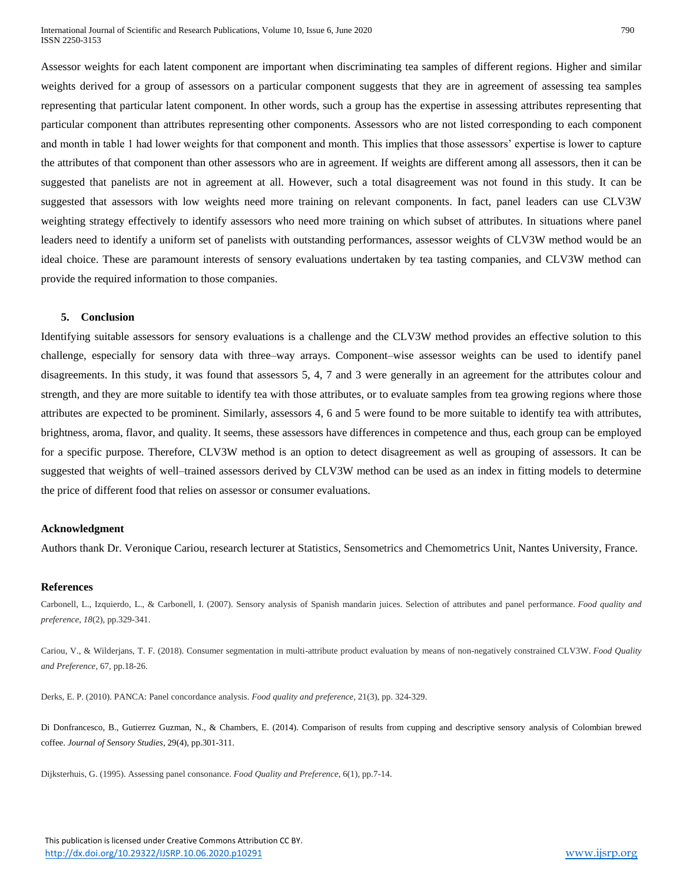Assessor weights for each latent component are important when discriminating tea samples of different regions. Higher and similar weights derived for a group of assessors on a particular component suggests that they are in agreement of assessing tea samples representing that particular latent component. In other words, such a group has the expertise in assessing attributes representing that particular component than attributes representing other components. Assessors who are not listed corresponding to each component and month in table 1 had lower weights for that component and month. This implies that those assessors' expertise is lower to capture the attributes of that component than other assessors who are in agreement. If weights are different among all assessors, then it can be suggested that panelists are not in agreement at all. However, such a total disagreement was not found in this study. It can be suggested that assessors with low weights need more training on relevant components. In fact, panel leaders can use CLV3W weighting strategy effectively to identify assessors who need more training on which subset of attributes. In situations where panel leaders need to identify a uniform set of panelists with outstanding performances, assessor weights of CLV3W method would be an ideal choice. These are paramount interests of sensory evaluations undertaken by tea tasting companies, and CLV3W method can provide the required information to those companies.

## 5. Conclusion

Identifying suitable assessors for sensory evaluations is a challenge and the CLV3W method provides an effective solution to this challenge, especially for sensory data with three–way arrays. Component–wise assessor weights can be used to identify panel disagreements. In this study, it was found that assessors 5, 4, 7 and 3 were generally in an agreement for the attributes colour and strength, and they are more suitable to identify tea with those attributes, or to evaluate samples from tea growing regions where those attributes are expected to be prominent. Similarly, assessors 4, 6 and 5 were found to be more suitable to identify tea with attributes, brightness, aroma, flavor, and quality. It seems, these assessors have differences in competence and thus, each group can be employed for a specific purpose. Therefore, CLV3W method is an option to detect disagreement as well as grouping of assessors. It can be suggested that weights of well–trained assessors derived by CLV3W method can be used as an index in fitting models to determine the price of different food that relies on assessor or consumer evaluations.

**Acknowledgment**

Authors thank Dr. Veronique Cariou, research lecturer at Statistics, Sensometrics and Chemometrics Unit, Nantes University, France.

**References**

Carbonell, L., Izquierdo, L., & Carbonell, I. (2007). Sensory analysis of Spanish mandarin juices. Selection of attributes and panel performance. *Food quality and preference*, *18*(2), pp.329-341.

Cariou, V., & Wilderjans, T. F. (2018). Consumer segmentation in multi-attribute product evaluation by means of non-negatively constrained CLV3W. *Food Quality and Preference*, 67, pp.18-26.

Derks, E. P. (2010). PANCA: Panel concordance analysis. *Food quality and preference*, 21(3), pp. 324-329.

Di Donfrancesco, B., Gutierrez Guzman, N., & Chambers, E. (2014). Comparison of results from cupping and descriptive sensory analysis of Colombian brewed coffee. *Journal of Sensory Studies*, 29(4), pp.301-311.

Dijksterhuis, G. (1995). Assessing panel consonance. *Food Quality and Preference*, 6(1), pp.7-14.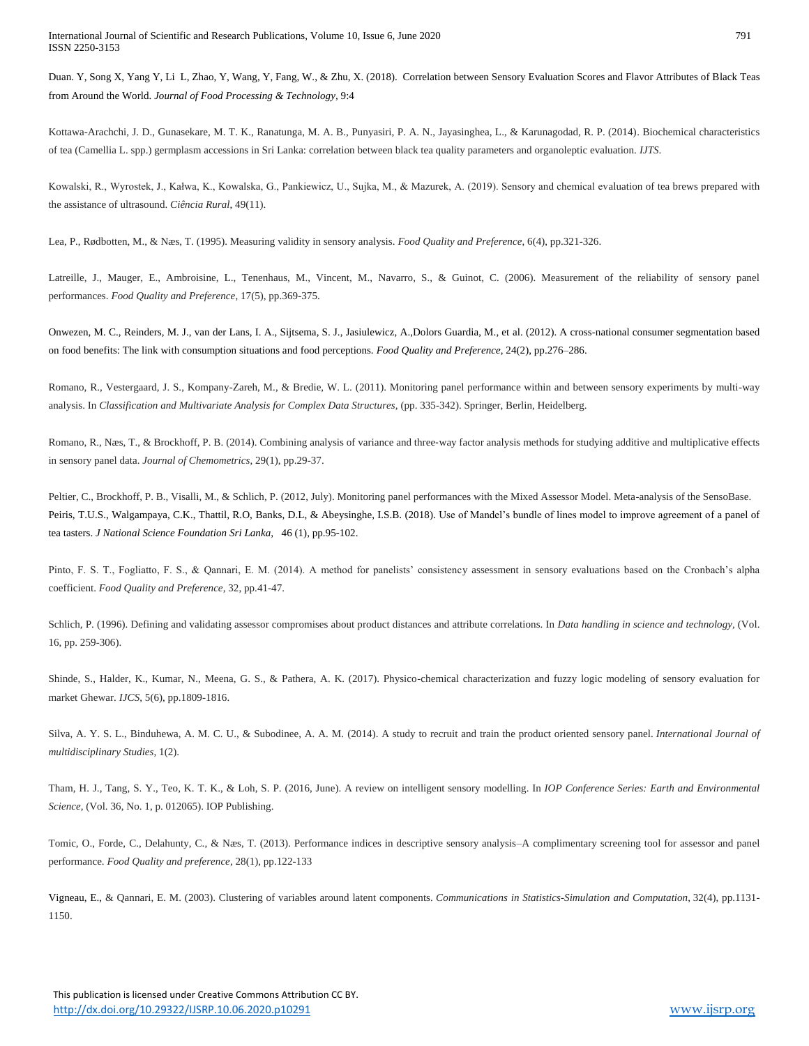Duan. Y, Song X, Yang Y, Li L, Zhao, Y, Wang, Y, Fang, W., & Zhu, X. (2018). Correlation between Sensory Evaluation Scores and Flavor Attributes of Black Teas from Around the World. *Journal of Food Processing & Technology*, 9:4

Kottawa-Arachchi, J. D., Gunasekare, M. T. K., Ranatunga, M. A. B., Punyasiri, P. A. N., Jayasinghea, L., & Karunagodad, R. P. (2014). Biochemical characteristics of tea (Camellia L. spp.) germplasm accessions in Sri Lanka: correlation between black tea quality parameters and organoleptic evaluation. *IJTS*.

Kowalski, R., Wyrostek, J., Kałwa, K., Kowalska, G., Pankiewicz, U., Sujka, M., & Mazurek, A. (2019). Sensory and chemical evaluation of tea brews prepared with the assistance of ultrasound. *Ciência Rural*, 49(11).

Lea, P., Rødbotten, M., & Næs, T. (1995). Measuring validity in sensory analysis. *Food Quality and Preference*, 6(4), pp.321-326.

Latreille, J., Mauger, E., Ambroisine, L., Tenenhaus, M., Vincent, M., Navarro, S., & Guinot, C. (2006). Measurement of the reliability of sensory panel performances. *Food Quality and Preference*, 17(5), pp.369-375.

Onwezen, M. C., Reinders, M. J., van der Lans, I. A., Sijtsema, S. J., Jasiulewicz, A.,Dolors Guardia, M., et al. (2012). A cross-national consumer segmentation based on food benefits: The link with consumption situations and food perceptions. *Food Quality and Preference*, 24(2), pp.276–286.

Romano, R., Vestergaard, J. S., Kompany-Zareh, M., & Bredie, W. L. (2011). Monitoring panel performance within and between sensory experiments by multi-way analysis. In *Classification and Multivariate Analysis for Complex Data Structures*, (pp. 335-342). Springer, Berlin, Heidelberg.

Romano, R., Næs, T., & Brockhoff, P. B. (2014). Combining analysis of variance and three-way factor analysis methods for studying additive and multiplicative effects in sensory panel data. *Journal of Chemometrics*, 29(1), pp.29-37.

Peltier, C., Brockhoff, P. B., Visalli, M., & Schlich, P. (2012, July). Monitoring panel performances with the Mixed Assessor Model. Meta-analysis of the SensoBase.
Peiris, T.U.S., Walgampaya, C.K., Thattil, R.O, Banks, D.L, & Abeysinghe, I.S.B. (2018). Use of Mandel's bundle of lines model to improve agreement of a panel of tea tasters. *J National Science Foundation Sri Lanka*, 46 (1), pp.95-102.

Pinto, F. S. T., Fogliatto, F. S., & Qannari, E. M. (2014). A method for panelists' consistency assessment in sensory evaluations based on the Cronbach's alpha coefficient. *Food Quality and Preference*, 32, pp.41-47.

Schlich, P. (1996). Defining and validating assessor compromises about product distances and attribute correlations. In *Data handling in science and technology*, (Vol. 16, pp. 259-306).

Shinde, S., Halder, K., Kumar, N., Meena, G. S., & Pathera, A. K. (2017). Physico-chemical characterization and fuzzy logic modeling of sensory evaluation for market Ghewar. *IJCS*, 5(6), pp.1809-1816.

Silva, A. Y. S. L., Binduhewa, A. M. C. U., & Subodinee, A. A. M. (2014). A study to recruit and train the product oriented sensory panel. *International Journal of multidisciplinary Studies*, 1(2).

Tham, H. J., Tang, S. Y., Teo, K. T. K., & Loh, S. P. (2016, June). A review on intelligent sensory modelling. In *IOP Conference Series: Earth and Environmental Science*, (Vol. 36, No. 1, p. 012065). IOP Publishing.

Tomic, O., Forde, C., Delahunty, C., & Næs, T. (2013). Performance indices in descriptive sensory analysis–A complimentary screening tool for assessor and panel performance. *Food Quality and preference*, 28(1), pp.122-133

Vigneau, E., & Qannari, E. M. (2003). Clustering of variables around latent components. *Communications in Statistics-Simulation and Computation*, 32(4), pp.1131-1150.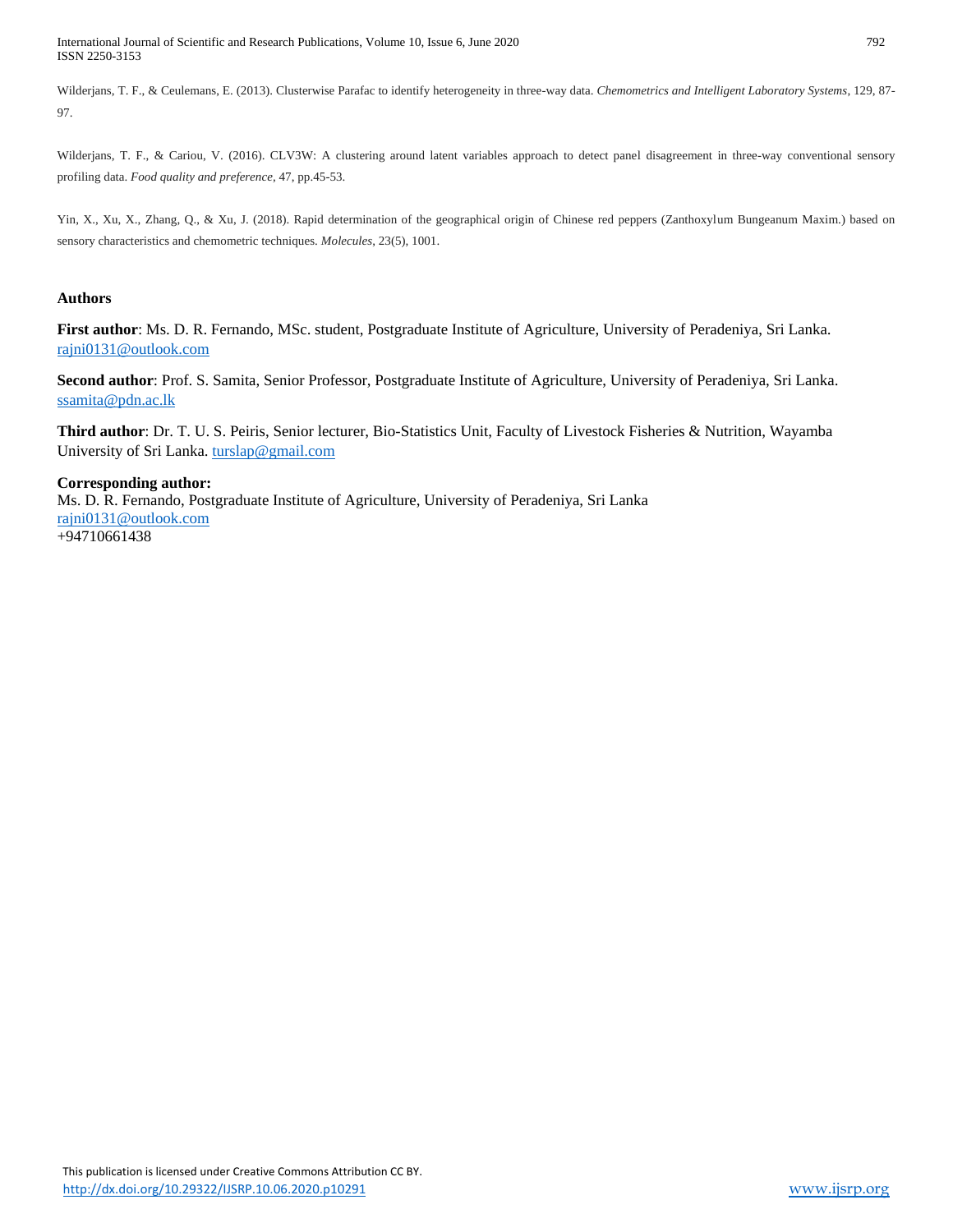Wilderjans, T. F., & Ceulemans, E. (2013). Clusterwise Parafac to identify heterogeneity in three-way data. *Chemometrics and Intelligent Laboratory Systems*, 129, 87-97.

Wilderjans, T. F., & Cariou, V. (2016). CLV3W: A clustering around latent variables approach to detect panel disagreement in three-way conventional sensory profiling data. *Food quality and preference*, 47, pp.45-53.

Yin, X., Xu, X., Zhang, Q., & Xu, J. (2018). Rapid determination of the geographical origin of Chinese red peppers (Zanthoxylum Bungeanum Maxim.) based on sensory characteristics and chemometric techniques. *Molecules*, 23(5), 1001.

## Authors

**First author**: Ms. D. R. Fernando, MSc. student, Postgraduate Institute of Agriculture, University of Peradeniya, Sri Lanka. rajni0131@outlook.com

**Second author**: Prof. S. Samita, Senior Professor, Postgraduate Institute of Agriculture, University of Peradeniya, Sri Lanka. ssamita@pdn.ac.lk

**Third author**: Dr. T. U. S. Peiris, Senior lecturer, Bio-Statistics Unit, Faculty of Livestock Fisheries & Nutrition, Wayamba University of Sri Lanka. turslap@gmail.com

**Corresponding author:**
Ms. D. R. Fernando, Postgraduate Institute of Agriculture, University of Peradeniya, Sri Lanka
rajni0131@outlook.com
+94710661438